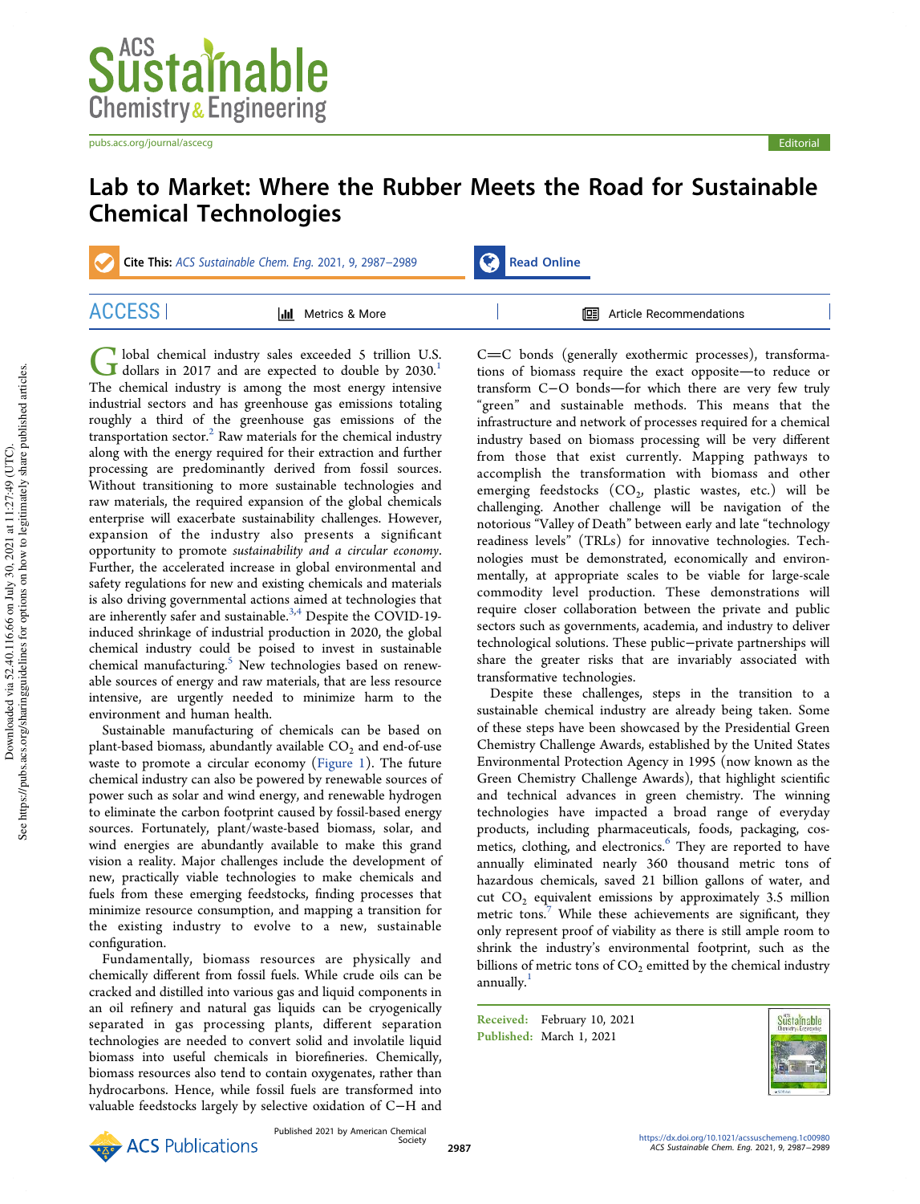# Lab to Market: Where the Rubber Meets the Road for Sustainable Chemical Technologies

Global chemical industry sales exceeded 5 trillion U.S. dollars in 2017 and are expected to double by 2030.[1] The chemical industry is among the most energy intensive industrial sectors and has greenhouse gas emissions totaling roughly a third of the greenhouse gas emissions of the transportation sector.[2] Raw materials for the chemical industry along with the energy required for their extraction and further processing are predominantly derived from fossil sources. Without transitioning to more sustainable technologies and raw materials, the required expansion of the global chemicals enterprise will exacerbate sustainability challenges. However, expansion of the industry also presents a significant opportunity to promote *sustainability and a circular economy*. Further, the accelerated increase in global environmental and safety regulations for new and existing chemicals and materials is also driving governmental actions aimed at technologies that are inherently safer and sustainable.[3,4] Despite the COVID-19-induced shrinkage of industrial production in 2020, the global chemical industry could be poised to invest in sustainable chemical manufacturing.[5] New technologies based on renewable sources of energy and raw materials, that are less resource intensive, are urgently needed to minimize harm to the environment and human health.

Sustainable manufacturing of chemicals can be based on plant-based biomass, abundantly available $CO_2$ and end-of-use waste to promote a circular economy (Figure 1). The future chemical industry can also be powered by renewable sources of power such as solar and wind energy, and renewable hydrogen to eliminate the carbon footprint caused by fossil-based energy sources. Fortunately, plant/waste-based biomass, solar, and wind energies are abundantly available to make this grand vision a reality. Major challenges include the development of new, practically viable technologies to make chemicals and fuels from these emerging feedstocks, finding processes that minimize resource consumption, and mapping a transition for the existing industry to evolve to a new, sustainable configuration.

Fundamentally, biomass resources are physically and chemically different from fossil fuels. While crude oils can be cracked and distilled into various gas and liquid components in an oil refinery and natural gas liquids can be cryogenically separated in gas processing plants, different separation technologies are needed to convert solid and involatile liquid biomass into useful chemicals in biorefineries. Chemically, biomass resources also tend to contain oxygenates, rather than hydrocarbons. Hence, while fossil fuels are transformed into valuable feedstocks largely by selective oxidation of C−H and C=C bonds (generally exothermic processes), transformations of biomass require the exact opposite—to reduce or transform C−O bonds—for which there are very few truly "green" and sustainable methods. This means that the infrastructure and network of processes required for a chemical industry based on biomass processing will be very different from those that exist currently. Mapping pathways to accomplish the transformation with biomass and other emerging feedstocks ($CO_2$, plastic wastes, etc.) will be challenging. Another challenge will be navigation of the notorious "Valley of Death" between early and late "technology readiness levels" (TRLs) for innovative technologies. Technologies must be demonstrated, economically and environmentally, at appropriate scales to be viable for large-scale commodity level production. These demonstrations will require closer collaboration between the private and public sectors such as governments, academia, and industry to deliver technological solutions. These public−private partnerships will share the greater risks that are invariably associated with transformative technologies.

Despite these challenges, steps in the transition to a sustainable chemical industry are already being taken. Some of these steps have been showcased by the Presidential Green Chemistry Challenge Awards, established by the United States Environmental Protection Agency in 1995 (now known as the Green Chemistry Challenge Awards), that highlight scientific and technical advances in green chemistry. The winning technologies have impacted a broad range of everyday products, including pharmaceuticals, foods, packaging, cosmetics, clothing, and electronics.[6] They are reported to have annually eliminated nearly 360 thousand metric tons of hazardous chemicals, saved 21 billion gallons of water, and cut $CO_2$ equivalent emissions by approximately 3.5 million metric tons.[7] While these achievements are significant, they only represent proof of viability as there is still ample room to shrink the industry's environmental footprint, such as the billions of metric tons of $CO_2$ emitted by the chemical industry annually.[1]

**Received:** February 10, 2021
**Published:** March 1, 2021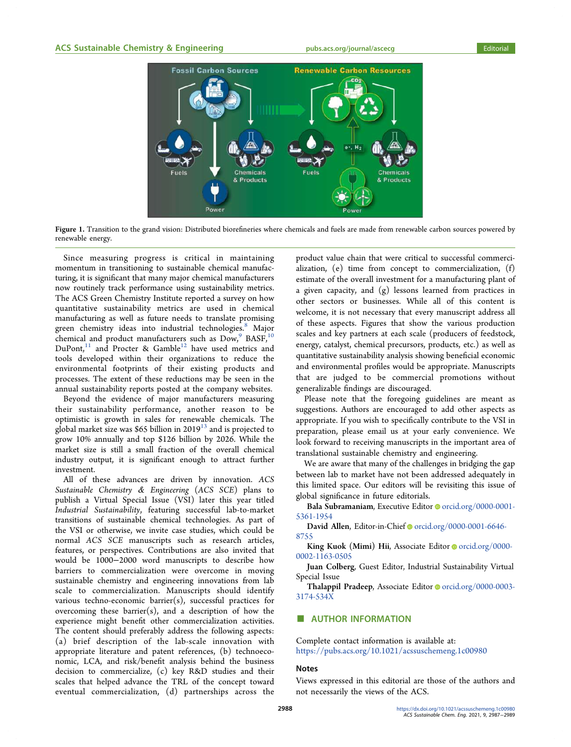Figure 1. Transition to the grand vision: Distributed biorefineries where chemicals and fuels are made from renewable carbon sources powered by renewable energy.

Since measuring progress is critical in maintaining momentum in transitioning to sustainable chemical manufacturing, it is significant that many major chemical manufacturers now routinely track performance using sustainability metrics. The ACS Green Chemistry Institute reported a survey on how quantitative sustainability metrics are used in chemical manufacturing as well as future needs to translate promising green chemistry ideas into industrial technologies.[8] Major chemical and product manufacturers such as Dow,[9] BASF,[10] DuPont,[11] and Procter & Gamble[12] have used metrics and tools developed within their organizations to reduce the environmental footprints of their existing products and processes. The extent of these reductions may be seen in the annual sustainability reports posted at the company websites.

Beyond the evidence of major manufacturers measuring their sustainability performance, another reason to be optimistic is growth in sales for renewable chemicals. The global market size was $65 billion in 2019[13] and is projected to grow 10% annually and top $126 billion by 2026. While the market size is still a small fraction of the overall chemical industry output, it is significant enough to attract further investment.

All of these advances are driven by innovation. *ACS Sustainable Chemistry & Engineering* (*ACS SCE*) plans to publish a Virtual Special Issue (VSI) later this year titled *Industrial Sustainability*, featuring successful lab-to-market transitions of sustainable chemical technologies. As part of the VSI or otherwise, we invite case studies, which could be normal *ACS SCE* manuscripts such as research articles, features, or perspectives. Contributions are also invited that would be 1000–2000 word manuscripts to describe how barriers to commercialization were overcome in moving sustainable chemistry and engineering innovations from lab scale to commercialization. Manuscripts should identify various techno-economic barrier(s), successful practices for overcoming these barrier(s), and a description of how the experience might benefit other commercialization activities. The content should preferably address the following aspects: (a) brief description of the lab-scale innovation with appropriate literature and patent references, (b) technoeconomic, LCA, and risk/benefit analysis behind the business decision to commercialize, (c) key R&D studies and their scales that helped advance the TRL of the concept toward eventual commercialization, (d) partnerships across the product value chain that were critical to successful commercialization, (e) time from concept to commercialization, (f) estimate of the overall investment for a manufacturing plant of a given capacity, and (g) lessons learned from practices in other sectors or businesses. While all of this content is welcome, it is not necessary that every manuscript address all of these aspects. Figures that show the various production scales and key partners at each scale (producers of feedstock, energy, catalyst, chemical precursors, products, etc.) as well as quantitative sustainability analysis showing beneficial economic and environmental profiles would be appropriate. Manuscripts that are judged to be commercial promotions without generalizable findings are discouraged.

Please note that the foregoing guidelines are meant as suggestions. Authors are encouraged to add other aspects as appropriate. If you wish to specifically contribute to the VSI in preparation, please email us at your early convenience. We look forward to receiving manuscripts in the important area of translational sustainable chemistry and engineering.

We are aware that many of the challenges in bridging the gap between lab to market have not been addressed adequately in this limited space. Our editors will be revisiting this issue of global significance in future editorials.

**Bala Subramaniam**, Executive Editor orcid.org/0000-0001-5361-1954

**David Allen**, Editor-in-Chief orcid.org/0000-0001-6646-8755

**King Kuok (Mimi) Hii**, Associate Editor orcid.org/0000-0002-1163-0505

**Juan Colberg**, Guest Editor, Industrial Sustainability Virtual Special Issue

**Thalappil Pradeep**, Associate Editor orcid.org/0000-0003-3174-534X

## AUTHOR INFORMATION

Complete contact information is available at: https://pubs.acs.org/10.1021/acssuschemeng.1c00980

### Notes

Views expressed in this editorial are those of the authors and not necessarily the views of the ACS.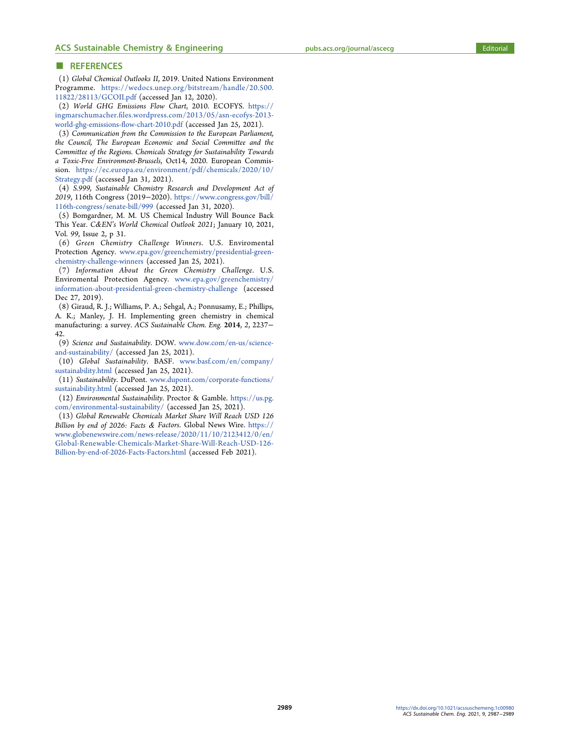## REFERENCES

(1) *Global Chemical Outlooks II*, 2019. United Nations Environment Programme. https://wedocs.unep.org/bitstream/handle/20.500.11822/28113/GCOII.pdf (accessed Jan 12, 2020).

(2) *World GHG Emissions Flow Chart*, 2010. ECOFYS. https://ingmarschumacher.files.wordpress.com/2013/05/asn-ecofys-2013-world-ghg-emissions-flow-chart-2010.pdf (accessed Jan 25, 2021).

(3) *Communication from the Commission to the European Parliament, the Council, The European Economic and Social Committee and the Committee of the Regions. Chemicals Strategy for Sustainability Towards a Toxic-Free Environment-Brussels*, Oct14, 2020. European Commission. https://ec.europa.eu/environment/pdf/chemicals/2020/10/Strategy.pdf (accessed Jan 31, 2021).

(4) *S.999, Sustainable Chemistry Research and Development Act of 2019*, 116th Congress (2019−2020). https://www.congress.gov/bill/116th-congress/senate-bill/999 (accessed Jan 31, 2020).

(5) Bomgardner, M. M. US Chemical Industry Will Bounce Back This Year. *C&EN's World Chemical Outlook 2021*; January 10, 2021, Vol. *99*, Issue 2, p 31.

(6) *Green Chemistry Challenge Winners*. U.S. Enviromental Protection Agency. www.epa.gov/greenchemistry/presidential-green-chemistry-challenge-winners (accessed Jan 25, 2021).

(7) *Information About the Green Chemistry Challenge*. U.S. Enviromental Protection Agency. www.epa.gov/greenchemistry/information-about-presidential-green-chemistry-challenge (accessed Dec 27, 2019).

(8) Giraud, R. J.; Williams, P. A.; Sehgal, A.; Ponnusamy, E.; Phillips, A. K.; Manley, J. H. Implementing green chemistry in chemical manufacturing: a survey. *ACS Sustainable Chem. Eng.* **2014**, *2*, 2237−42.

(9) *Science and Sustainability*. DOW. www.dow.com/en-us/science-and-sustainability/ (accessed Jan 25, 2021).

(10) *Global Sustainability*. BASF. www.basf.com/en/company/sustainability.html (accessed Jan 25, 2021).

(11) *Sustainability*. DuPont. www.dupont.com/corporate-functions/sustainability.html (accessed Jan 25, 2021).

(12) *Environmental Sustainability*. Proctor & Gamble. https://us.pg.com/environmental-sustainability/ (accessed Jan 25, 2021).

(13) *Global Renewable Chemicals Market Share Will Reach USD 126 Billion by end of 2026: Facts & Factors*. Global News Wire. https://www.globenewswire.com/news-release/2020/11/10/2123412/0/en/Global-Renewable-Chemicals-Market-Share-Will-Reach-USD-126-Billion-by-end-of-2026-Facts-Factors.html (accessed Feb 2021).